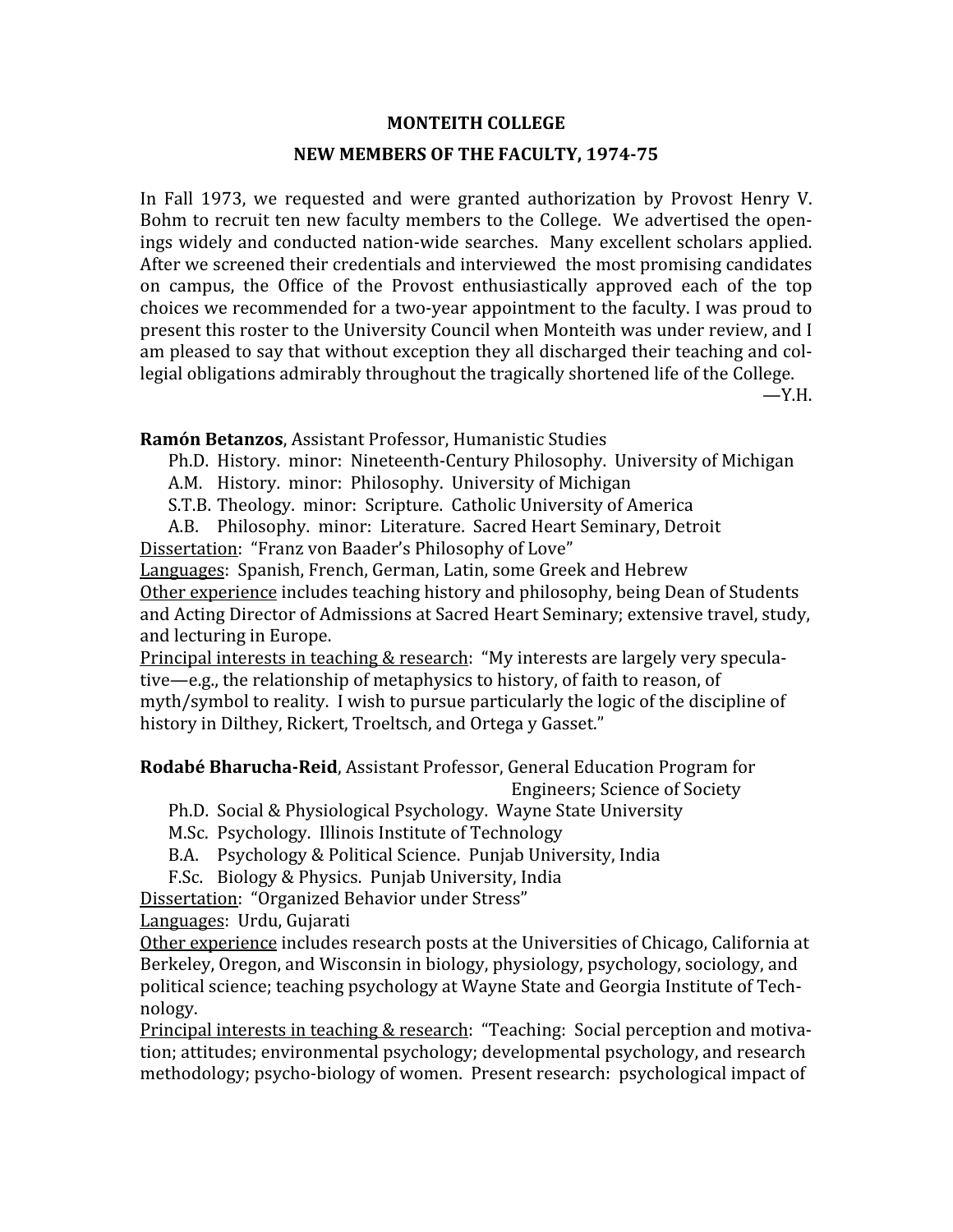# MONTEITH COLLEGE

## NEW MEMBERS OF THE FACULTY, 1974-75

In Fall 1973, we requested and were granted authorization by Provost Henry V. Bohm to recruit ten new faculty members to the College. We advertised the openings widely and conducted nation-wide searches. Many excellent scholars applied. After we screened their credentials and interviewed the most promising candidates on campus, the Office of the Provost enthusiastically approved each of the top choices we recommended for a two-year appointment to the faculty. I was proud to present this roster to the University Council when Monteith was under review, and I am pleased to say that without exception they all discharged their teaching and collegial obligations admirably throughout the tragically shortened life of the College.

—Y.H.

**Ramón Betanzos**, Assistant Professor, Humanistic Studies

- Ph.D. History. minor: Nineteenth-Century Philosophy. University of Michigan
- A.M. History. minor: Philosophy. University of Michigan
- S.T.B. Theology. minor: Scripture. Catholic University of America
- A.B. Philosophy. minor: Literature. Sacred Heart Seminary, Detroit

Dissertation: "Franz von Baader's Philosophy of Love"

Languages: Spanish, French, German, Latin, some Greek and Hebrew

Other experience includes teaching history and philosophy, being Dean of Students and Acting Director of Admissions at Sacred Heart Seminary; extensive travel, study, and lecturing in Europe.

Principal interests in teaching & research: "My interests are largely very speculative—e.g., the relationship of metaphysics to history, of faith to reason, of myth/symbol to reality. I wish to pursue particularly the logic of the discipline of history in Dilthey, Rickert, Troeltsch, and Ortega y Gasset."

**Rodabé Bharucha-Reid**, Assistant Professor, General Education Program for Engineers; Science of Society

- Ph.D. Social & Physiological Psychology. Wayne State University
- M.Sc. Psychology. Illinois Institute of Technology
- B.A. Psychology & Political Science. Punjab University, India
- F.Sc. Biology & Physics. Punjab University, India

Dissertation: "Organized Behavior under Stress"

Languages: Urdu, Gujarati

Other experience includes research posts at the Universities of Chicago, California at Berkeley, Oregon, and Wisconsin in biology, physiology, psychology, sociology, and political science; teaching psychology at Wayne State and Georgia Institute of Technology.

Principal interests in teaching & research: "Teaching: Social perception and motivation; attitudes; environmental psychology; developmental psychology, and research methodology; psycho-biology of women. Present research: psychological impact of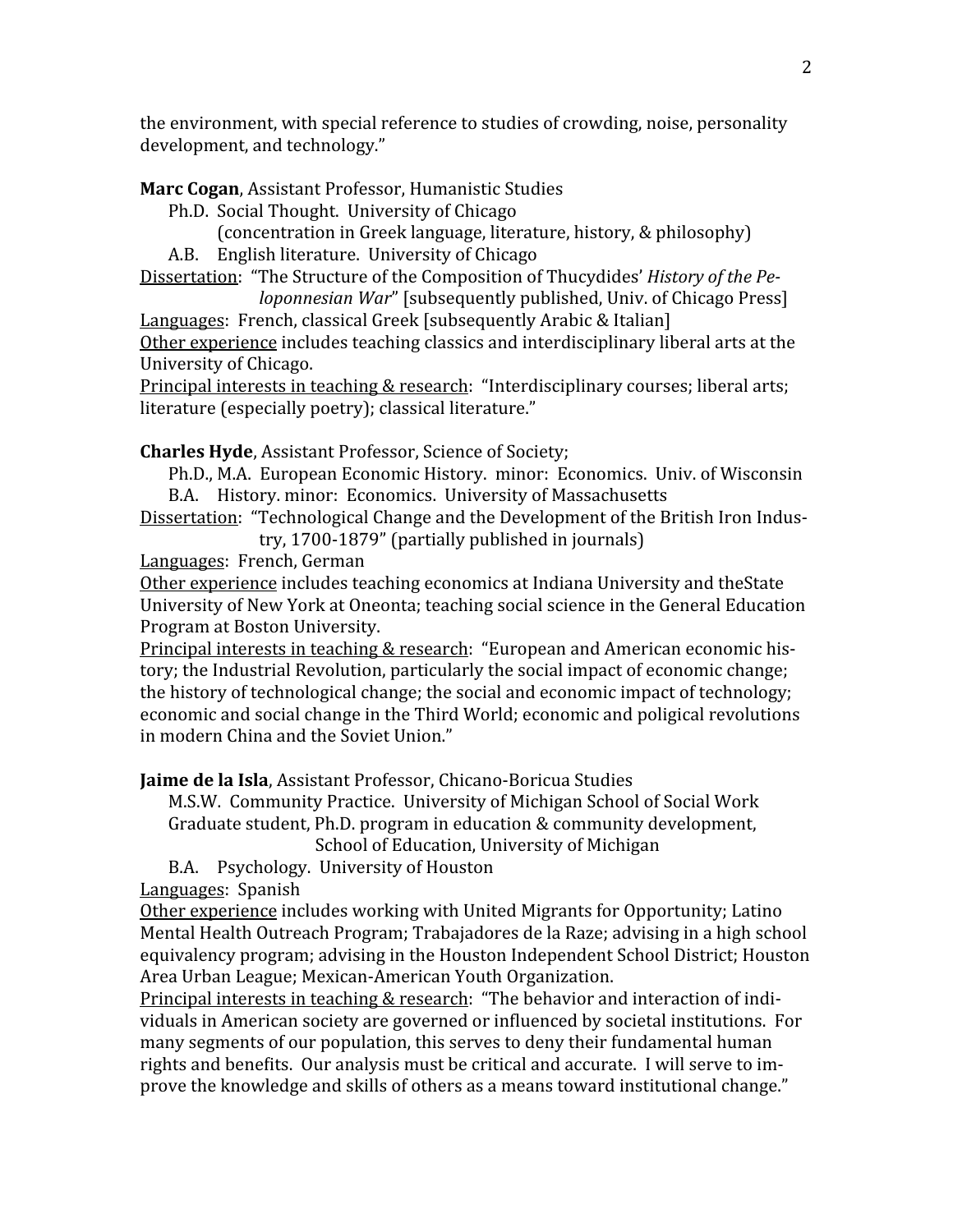the environment, with special reference to studies of crowding, noise, personality development, and technology."

**Marc Cogan**, Assistant Professor, Humanistic Studies

Ph.D. Social Thought. University of Chicago
(concentration in Greek language, literature, history, & philosophy)

A.B. English literature. University of Chicago

<u>Dissertation</u>: "The Structure of the Composition of Thucydides' *History of the Peloponnesian War*" [subsequently published, Univ. of Chicago Press]

<u>Languages</u>: French, classical Greek [subsequently Arabic & Italian]

<u>Other experience</u> includes teaching classics and interdisciplinary liberal arts at the University of Chicago.

<u>Principal interests in teaching & research</u>: "Interdisciplinary courses; liberal arts; literature (especially poetry); classical literature."

**Charles Hyde**, Assistant Professor, Science of Society;

Ph.D., M.A. European Economic History. minor: Economics. Univ. of Wisconsin

B.A. History. minor: Economics. University of Massachusetts

<u>Dissertation</u>: "Technological Change and the Development of the British Iron Industry, 1700-1879" (partially published in journals)

<u>Languages</u>: French, German

<u>Other experience</u> includes teaching economics at Indiana University and theState University of New York at Oneonta; teaching social science in the General Education Program at Boston University.

<u>Principal interests in teaching & research</u>: "European and American economic history; the Industrial Revolution, particularly the social impact of economic change; the history of technological change; the social and economic impact of technology; economic and social change in the Third World; economic and poligical revolutions in modern China and the Soviet Union."

**Jaime de la Isla**, Assistant Professor, Chicano-Boricua Studies

M.S.W. Community Practice. University of Michigan School of Social Work

Graduate student, Ph.D. program in education & community development, School of Education, University of Michigan

B.A. Psychology. University of Houston

<u>Languages</u>: Spanish

<u>Other experience</u> includes working with United Migrants for Opportunity; Latino Mental Health Outreach Program; Trabajadores de la Raze; advising in a high school equivalency program; advising in the Houston Independent School District; Houston Area Urban League; Mexican-American Youth Organization.

<u>Principal interests in teaching & research</u>: "The behavior and interaction of individuals in American society are governed or influenced by societal institutions. For many segments of our population, this serves to deny their fundamental human rights and benefits. Our analysis must be critical and accurate. I will serve to improve the knowledge and skills of others as a means toward institutional change."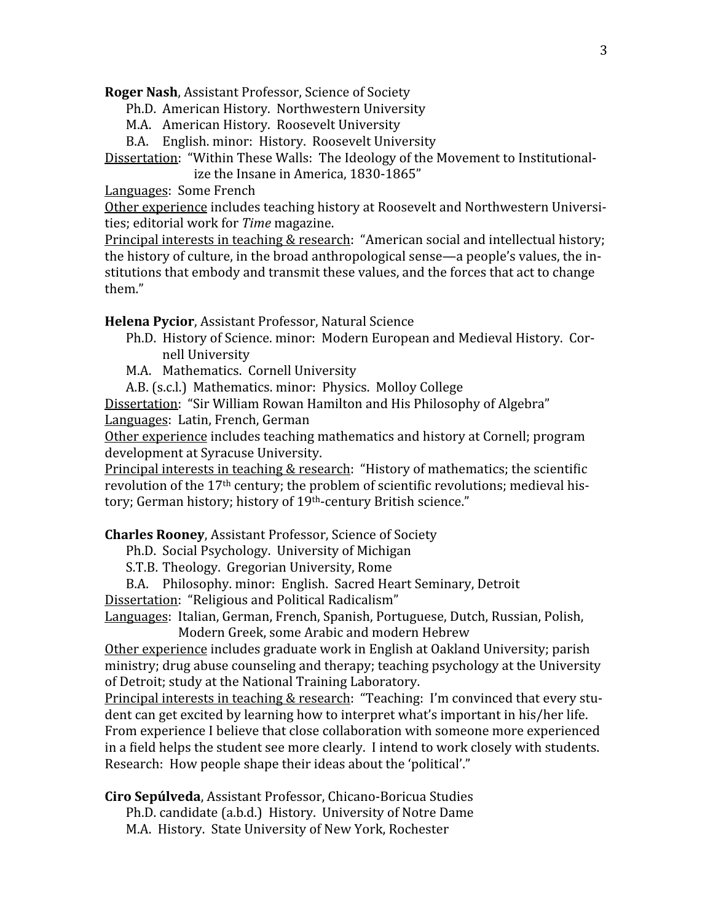**Roger Nash**, Assistant Professor, Science of Society

Ph.D. American History. Northwestern University

M.A. American History. Roosevelt University

B.A. English. minor: History. Roosevelt University

Dissertation: "Within These Walls: The Ideology of the Movement to Institutionalize the Insane in America, 1830-1865"

Languages: Some French

Other experience includes teaching history at Roosevelt and Northwestern Universities; editorial work for *Time* magazine.

Principal interests in teaching & research: "American social and intellectual history; the history of culture, in the broad anthropological sense—a people's values, the institutions that embody and transmit these values, and the forces that act to change them."

**Helena Pycior**, Assistant Professor, Natural Science

Ph.D. History of Science. minor: Modern European and Medieval History. Cornell University

M.A. Mathematics. Cornell University

A.B. (s.c.l.) Mathematics. minor: Physics. Molloy College

Dissertation: "Sir William Rowan Hamilton and His Philosophy of Algebra"

Languages: Latin, French, German

Other experience includes teaching mathematics and history at Cornell; program development at Syracuse University.

Principal interests in teaching & research: "History of mathematics; the scientific revolution of the 17th century; the problem of scientific revolutions; medieval history; German history; history of 19th-century British science."

**Charles Rooney**, Assistant Professor, Science of Society

Ph.D. Social Psychology. University of Michigan

S.T.B. Theology. Gregorian University, Rome

B.A. Philosophy. minor: English. Sacred Heart Seminary, Detroit

Dissertation: "Religious and Political Radicalism"

Languages: Italian, German, French, Spanish, Portuguese, Dutch, Russian, Polish, Modern Greek, some Arabic and modern Hebrew

Other experience includes graduate work in English at Oakland University; parish ministry; drug abuse counseling and therapy; teaching psychology at the University of Detroit; study at the National Training Laboratory.

Principal interests in teaching & research: "Teaching: I'm convinced that every student can get excited by learning how to interpret what's important in his/her life. From experience I believe that close collaboration with someone more experienced in a field helps the student see more clearly. I intend to work closely with students. Research: How people shape their ideas about the 'political'."

**Ciro Sepúlveda**, Assistant Professor, Chicano-Boricua Studies

Ph.D. candidate (a.b.d.) History. University of Notre Dame

M.A. History. State University of New York, Rochester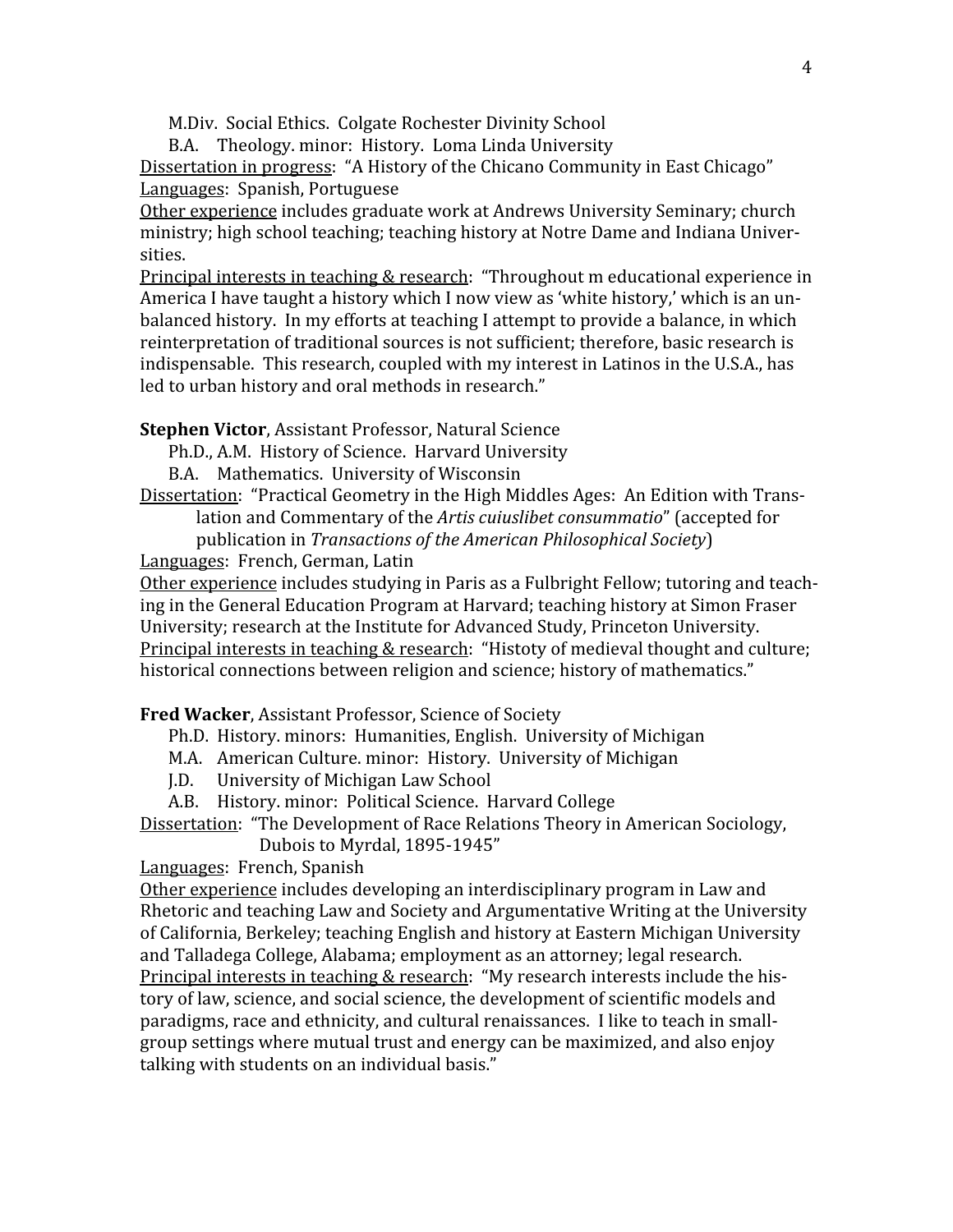M.Div. Social Ethics. Colgate Rochester Divinity School
B.A. Theology. minor: History. Loma Linda University

Dissertation in progress: "A History of the Chicano Community in East Chicago"

Languages: Spanish, Portuguese

Other experience includes graduate work at Andrews University Seminary; church ministry; high school teaching; teaching history at Notre Dame and Indiana Universities.

Principal interests in teaching & research: "Throughout m educational experience in America I have taught a history which I now view as 'white history,' which is an unbalanced history. In my efforts at teaching I attempt to provide a balance, in which reinterpretation of traditional sources is not sufficient; therefore, basic research is indispensable. This research, coupled with my interest in Latinos in the U.S.A., has led to urban history and oral methods in research."

**Stephen Victor**, Assistant Professor, Natural Science

Ph.D., A.M. History of Science. Harvard University
B.A. Mathematics. University of Wisconsin

Dissertation: "Practical Geometry in the High Middles Ages: An Edition with Translation and Commentary of the *Artis cuiuslibet consummatio*" (accepted for publication in *Transactions of the American Philosophical Society*)

Languages: French, German, Latin

Other experience includes studying in Paris as a Fulbright Fellow; tutoring and teaching in the General Education Program at Harvard; teaching history at Simon Fraser University; research at the Institute for Advanced Study, Princeton University.

Principal interests in teaching & research: "Histoty of medieval thought and culture; historical connections between religion and science; history of mathematics."

**Fred Wacker**, Assistant Professor, Science of Society

Ph.D. History. minors: Humanities, English. University of Michigan
M.A. American Culture. minor: History. University of Michigan
J.D. University of Michigan Law School
A.B. History. minor: Political Science. Harvard College

Dissertation: "The Development of Race Relations Theory in American Sociology, Dubois to Myrdal, 1895-1945"

Languages: French, Spanish

Other experience includes developing an interdisciplinary program in Law and Rhetoric and teaching Law and Society and Argumentative Writing at the University of California, Berkeley; teaching English and history at Eastern Michigan University and Talladega College, Alabama; employment as an attorney; legal research.

Principal interests in teaching & research: "My research interests include the history of law, science, and social science, the development of scientific models and paradigms, race and ethnicity, and cultural renaissances. I like to teach in small-group settings where mutual trust and energy can be maximized, and also enjoy talking with students on an individual basis."